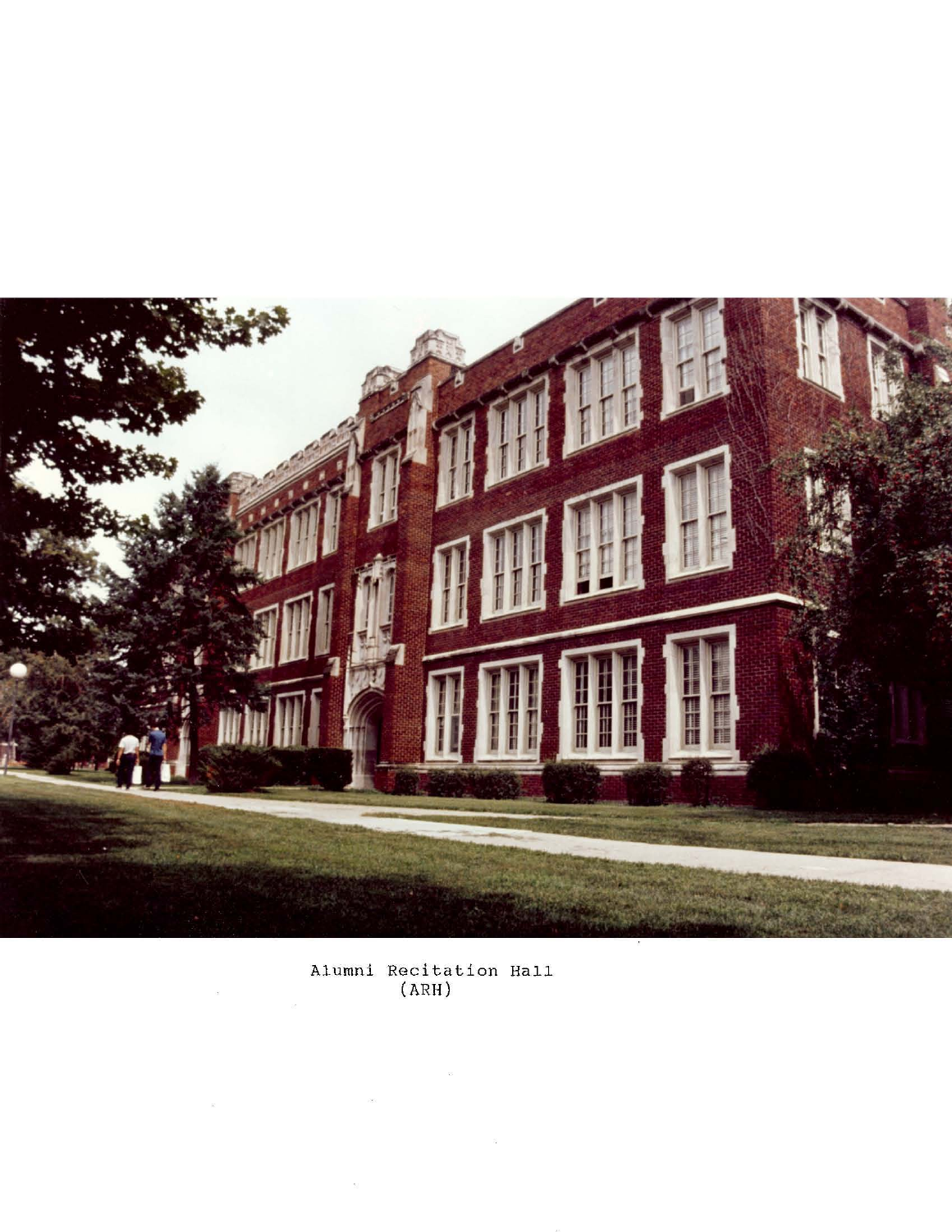Alumni Recitation Hall
(ARH)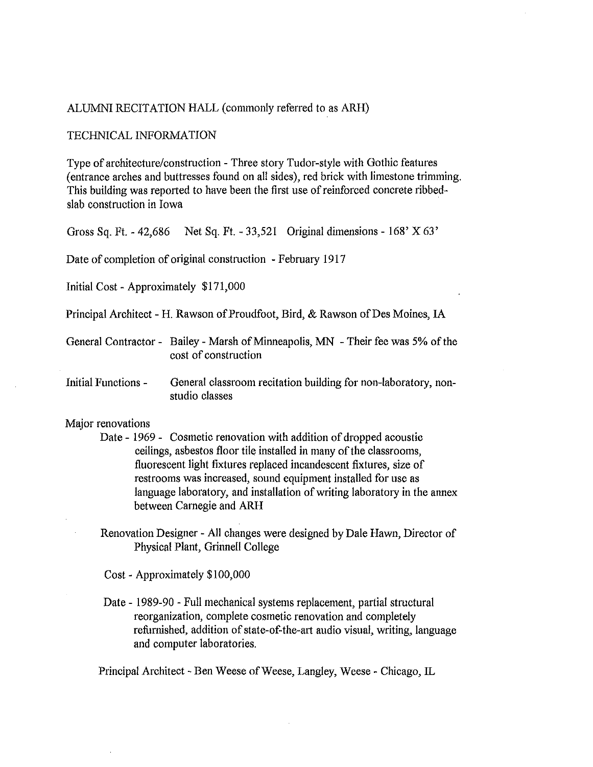ALUMNI RECITATION HALL (commonly referred to as ARH)

TECHNICAL INFORMATION

Type of architecture/construction - Three story Tudor-style with Gothic features (entrance arches and buttresses found on all sides), red brick with limestone trimming. This building was reported to have been the first use of reinforced concrete ribbed-slab construction in Iowa

Gross Sq. Ft. - 42,686 Net Sq. Ft. - 33,521 Original dimensions - 168' X 63'

Date of completion of original construction - February 1917

Initial Cost - Approximately $171,000

Principal Architect - H. Rawson of Proudfoot, Bird, & Rawson of Des Moines, IA

General Contractor - Bailey - Marsh of Minneapolis, MN - Their fee was 5% of the cost of construction

Initial Functions - General classroom recitation building for non-laboratory, non-studio classes

Major renovations

Date - 1969 - Cosmetic renovation with addition of dropped acoustic ceilings, asbestos floor tile installed in many of the classrooms, fluorescent light fixtures replaced incandescent fixtures, size of restrooms was increased, sound equipment installed for use as language laboratory, and installation of writing laboratory in the annex between Carnegie and ARH

Renovation Designer - All changes were designed by Dale Hawn, Director of Physical Plant, Grinnell College

Cost - Approximately $100,000

Date - 1989-90 - Full mechanical systems replacement, partial structural reorganization, complete cosmetic renovation and completely refurnished, addition of state-of-the-art audio visual, writing, language and computer laboratories.

Principal Architect - Ben Weese of Weese, Langley, Weese - Chicago, IL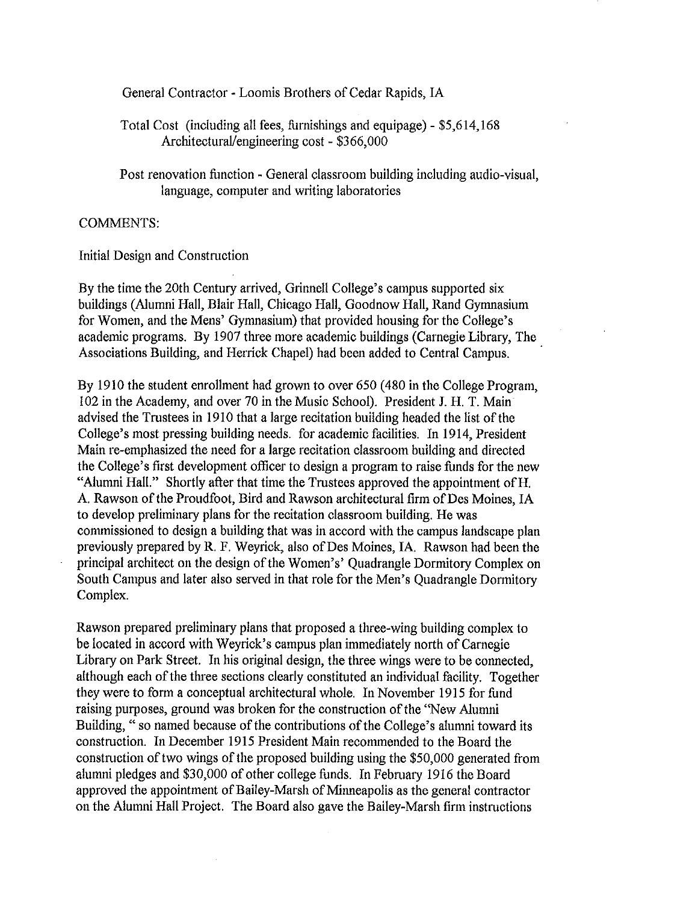General Contractor - Loomis Brothers of Cedar Rapids, IA

Total Cost (including all fees, furnishings and equipage) - $5,614,168
Architectural/engineering cost - $366,000

Post renovation function - General classroom building including audio-visual, language, computer and writing laboratories

COMMENTS:

Initial Design and Construction

By the time the 20th Century arrived, Grinnell College's campus supported six buildings (Alumni Hall, Blair Hall, Chicago Hall, Goodnow Hall, Rand Gymnasium for Women, and the Mens' Gymnasium) that provided housing for the College's academic programs. By 1907 three more academic buildings (Carnegie Library, The Associations Building, and Herrick Chapel) had been added to Central Campus.

By 1910 the student enrollment had grown to over 650 (480 in the College Program, 102 in the Academy, and over 70 in the Music School). President J. H. T. Main advised the Trustees in 1910 that a large recitation building headed the list of the College's most pressing building needs. for academic facilities. In 1914, President Main re-emphasized the need for a large recitation classroom building and directed the College's first development officer to design a program to raise funds for the new "Alumni Hall." Shortly after that time the Trustees approved the appointment of H. A. Rawson of the Proudfoot, Bird and Rawson architectural firm of Des Moines, IA to develop preliminary plans for the recitation classroom building. He was commissioned to design a building that was in accord with the campus landscape plan previously prepared by R. F. Weyrick, also of Des Moines, IA. Rawson had been the principal architect on the design of the Women's' Quadrangle Dormitory Complex on South Campus and later also served in that role for the Men's Quadrangle Dormitory Complex.

Rawson prepared preliminary plans that proposed a three-wing building complex to be located in accord with Weyrick's campus plan immediately north of Carnegie Library on Park Street. In his original design, the three wings were to be connected, although each of the three sections clearly constituted an individual facility. Together they were to form a conceptual architectural whole. In November 1915 for fund raising purposes, ground was broken for the construction of the "New Alumni Building, " so named because of the contributions of the College's alumni toward its construction. In December 1915 President Main recommended to the Board the construction of two wings of the proposed building using the $50,000 generated from alumni pledges and $30,000 of other college funds. In February 1916 the Board approved the appointment of Bailey-Marsh of Minneapolis as the general contractor on the Alumni Hall Project. The Board also gave the Bailey-Marsh firm instructions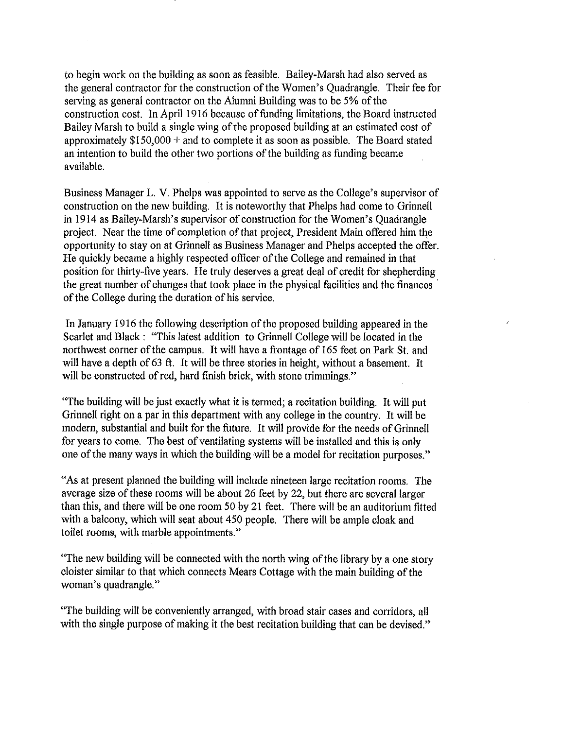to begin work on the building as soon as feasible. Bailey-Marsh had also served as the general contractor for the construction of the Women's Quadrangle. Their fee for serving as general contractor on the Alumni Building was to be 5% of the construction cost. In April 1916 because of funding limitations, the Board instructed Bailey Marsh to build a single wing of the proposed building at an estimated cost of approximately $150,000 + and to complete it as soon as possible. The Board stated an intention to build the other two portions of the building as funding became available.

Business Manager L. V. Phelps was appointed to serve as the College's supervisor of construction on the new building. It is noteworthy that Phelps had come to Grinnell in 1914 as Bailey-Marsh's supervisor of construction for the Women's Quadrangle project. Near the time of completion of that project, President Main offered him the opportunity to stay on at Grinnell as Business Manager and Phelps accepted the offer. He quickly became a highly respected officer of the College and remained in that position for thirty-five years. He truly deserves a great deal of credit for shepherding the great number of changes that took place in the physical facilities and the finances of the College during the duration of his service.

In January 1916 the following description of the proposed building appeared in the Scarlet and Black : "This latest addition to Grinnell College will be located in the northwest corner of the campus. It will have a frontage of 165 feet on Park St. and will have a depth of 63 ft. It will be three stories in height, without a basement. It will be constructed of red, hard finish brick, with stone trimmings."

"The building will be just exactly what it is termed; a recitation building. It will put Grinnell right on a par in this department with any college in the country. It will be modern, substantial and built for the future. It will provide for the needs of Grinnell for years to come. The best of ventilating systems will be installed and this is only one of the many ways in which the building will be a model for recitation purposes."

"As at present planned the building will include nineteen large recitation rooms. The average size of these rooms will be about 26 feet by 22, but there are several larger than this, and there will be one room 50 by 21 feet. There will be an auditorium fitted with a balcony, which will seat about 450 people. There will be ample cloak and toilet rooms, with marble appointments."

"The new building will be connected with the north wing of the library by a one story cloister similar to that which connects Mears Cottage with the main building of the woman's quadrangle."

"The building will be conveniently arranged, with broad stair cases and corridors, all with the single purpose of making it the best recitation building that can be devised."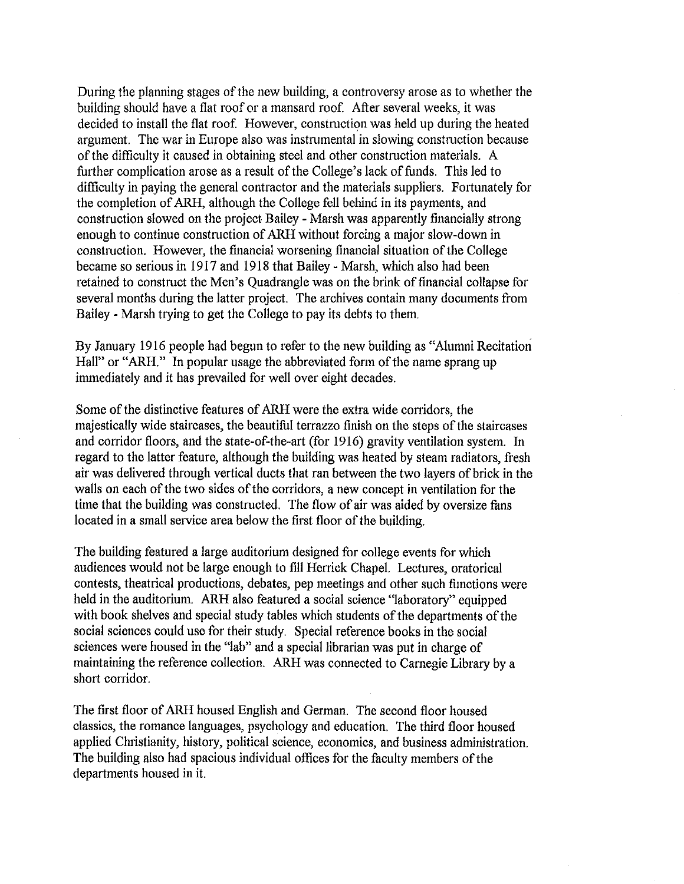During the planning stages of the new building, a controversy arose as to whether the building should have a flat roof or a mansard roof. After several weeks, it was decided to install the flat roof. However, construction was held up during the heated argument. The war in Europe also was instrumental in slowing construction because of the difficulty it caused in obtaining steel and other construction materials. A further complication arose as a result of the College's lack of funds. This led to difficulty in paying the general contractor and the materials suppliers. Fortunately for the completion of ARH, although the College fell behind in its payments, and construction slowed on the project Bailey - Marsh was apparently financially strong enough to continue construction of ARH without forcing a major slow-down in construction. However, the financial worsening financial situation of the College became so serious in 1917 and 1918 that Bailey - Marsh, which also had been retained to construct the Men's Quadrangle was on the brink of financial collapse for several months during the latter project. The archives contain many documents from Bailey - Marsh trying to get the College to pay its debts to them.

By January 1916 people had begun to refer to the new building as "Alumni Recitation Hall" or "ARH." In popular usage the abbreviated form of the name sprang up immediately and it has prevailed for well over eight decades.

Some of the distinctive features of ARH were the extra wide corridors, the majestically wide staircases, the beautiful terrazzo finish on the steps of the staircases and corridor floors, and the state-of-the-art (for 1916) gravity ventilation system. In regard to the latter feature, although the building was heated by steam radiators, fresh air was delivered through vertical ducts that ran between the two layers of brick in the walls on each of the two sides of the corridors, a new concept in ventilation for the time that the building was constructed. The flow of air was aided by oversize fans located in a small service area below the first floor of the building.

The building featured a large auditorium designed for college events for which audiences would not be large enough to fill Herrick Chapel. Lectures, oratorical contests, theatrical productions, debates, pep meetings and other such functions were held in the auditorium. ARH also featured a social science "laboratory" equipped with book shelves and special study tables which students of the departments of the social sciences could use for their study. Special reference books in the social sciences were housed in the "lab" and a special librarian was put in charge of maintaining the reference collection. ARH was connected to Carnegie Library by a short corridor.

The first floor of ARH housed English and German. The second floor housed classics, the romance languages, psychology and education. The third floor housed applied Christianity, history, political science, economics, and business administration. The building also had spacious individual offices for the faculty members of the departments housed in it.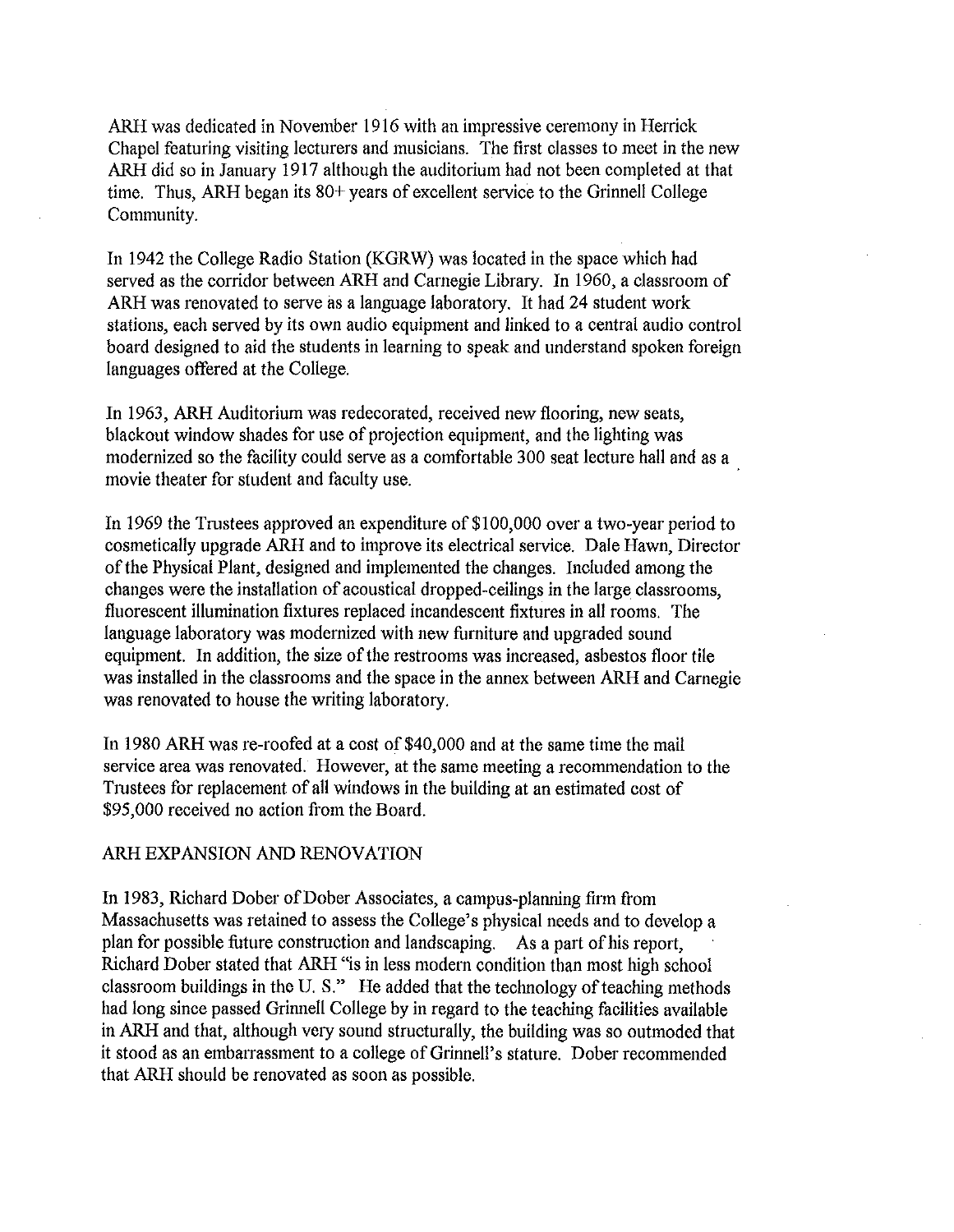ARH was dedicated in November 1916 with an impressive ceremony in Herrick Chapel featuring visiting lecturers and musicians. The first classes to meet in the new ARH did so in January 1917 although the auditorium had not been completed at that time. Thus, ARH began its 80+ years of excellent service to the Grinnell College Community.

In 1942 the College Radio Station (KGRW) was located in the space which had served as the corridor between ARH and Carnegie Library. In 1960, a classroom of ARH was renovated to serve as a language laboratory. It had 24 student work stations, each served by its own audio equipment and linked to a central audio control board designed to aid the students in learning to speak and understand spoken foreign languages offered at the College.

In 1963, ARH Auditorium was redecorated, received new flooring, new seats, blackout window shades for use of projection equipment, and the lighting was modernized so the facility could serve as a comfortable 300 seat lecture hall and as a movie theater for student and faculty use.

In 1969 the Trustees approved an expenditure of $100,000 over a two-year period to cosmetically upgrade ARH and to improve its electrical service. Dale Hawn, Director of the Physical Plant, designed and implemented the changes. Included among the changes were the installation of acoustical dropped-ceilings in the large classrooms, fluorescent illumination fixtures replaced incandescent fixtures in all rooms. The language laboratory was modernized with new furniture and upgraded sound equipment. In addition, the size of the restrooms was increased, asbestos floor tile was installed in the classrooms and the space in the annex between ARH and Carnegie was renovated to house the writing laboratory.

In 1980 ARH was re-roofed at a cost of $40,000 and at the same time the mail service area was renovated. However, at the same meeting a recommendation to the Trustees for replacement of all windows in the building at an estimated cost of $95,000 received no action from the Board.

## ARH EXPANSION AND RENOVATION

In 1983, Richard Dober of Dober Associates, a campus-planning firm from Massachusetts was retained to assess the College's physical needs and to develop a plan for possible future construction and landscaping. As a part of his report, Richard Dober stated that ARH "is in less modern condition than most high school classroom buildings in the U. S." He added that the technology of teaching methods had long since passed Grinnell College by in regard to the teaching facilities available in ARH and that, although very sound structurally, the building was so outmoded that it stood as an embarrassment to a college of Grinnell's stature. Dober recommended that ARH should be renovated as soon as possible.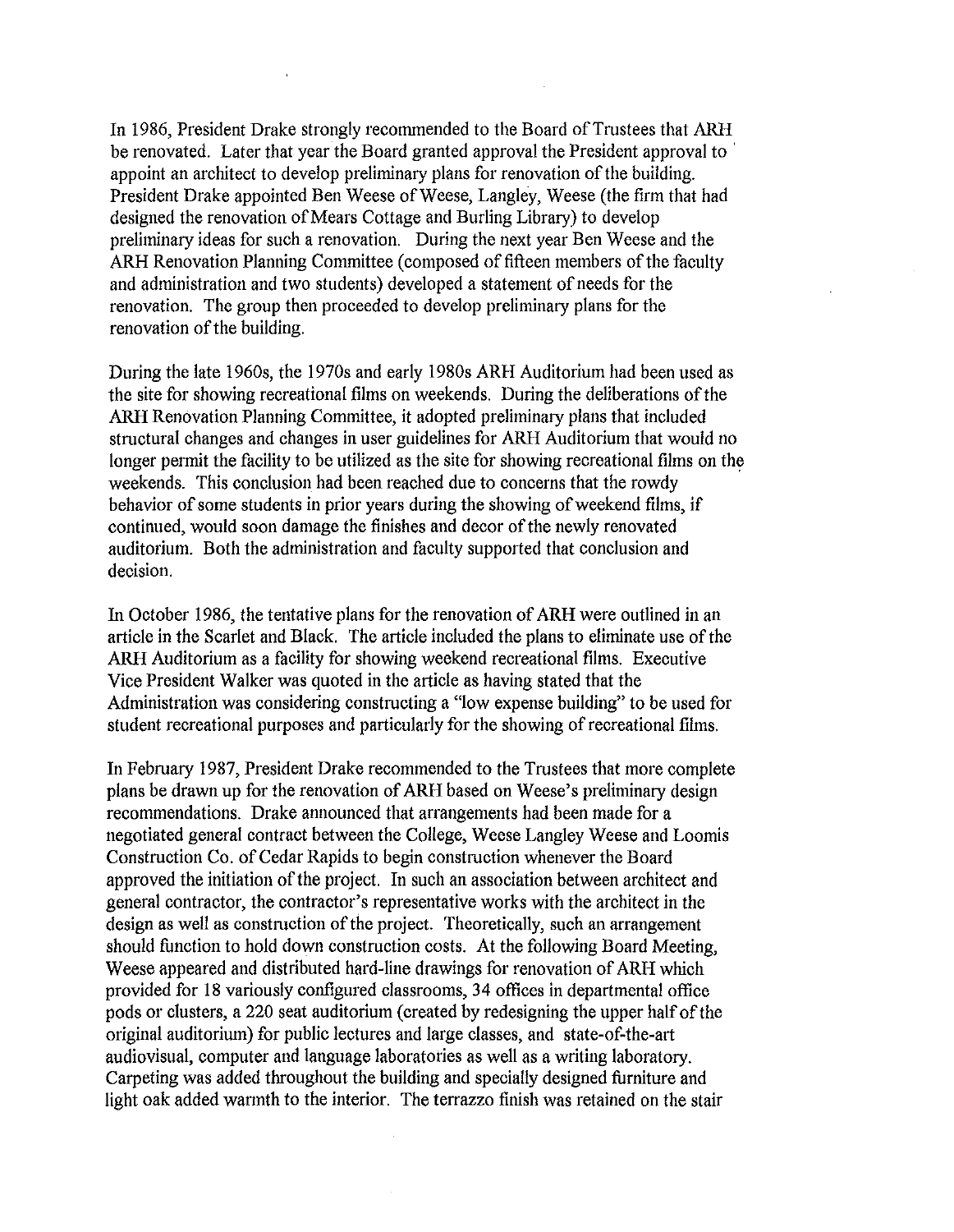In 1986, President Drake strongly recommended to the Board of Trustees that ARH be renovated. Later that year the Board granted approval the President approval to appoint an architect to develop preliminary plans for renovation of the building. President Drake appointed Ben Weese of Weese, Langley, Weese (the firm that had designed the renovation of Mears Cottage and Burling Library) to develop preliminary ideas for such a renovation. During the next year Ben Weese and the ARH Renovation Planning Committee (composed of fifteen members of the faculty and administration and two students) developed a statement of needs for the renovation. The group then proceeded to develop preliminary plans for the renovation of the building.

During the late 1960s, the 1970s and early 1980s ARH Auditorium had been used as the site for showing recreational films on weekends. During the deliberations of the ARH Renovation Planning Committee, it adopted preliminary plans that included structural changes and changes in user guidelines for ARH Auditorium that would no longer permit the facility to be utilized as the site for showing recreational films on the weekends. This conclusion had been reached due to concerns that the rowdy behavior of some students in prior years during the showing of weekend films, if continued, would soon damage the finishes and decor of the newly renovated auditorium. Both the administration and faculty supported that conclusion and decision.

In October 1986, the tentative plans for the renovation of ARH were outlined in an article in the Scarlet and Black. The article included the plans to eliminate use of the ARH Auditorium as a facility for showing weekend recreational films. Executive Vice President Walker was quoted in the article as having stated that the Administration was considering constructing a "low expense building" to be used for student recreational purposes and particularly for the showing of recreational films.

In February 1987, President Drake recommended to the Trustees that more complete plans be drawn up for the renovation of ARH based on Weese's preliminary design recommendations. Drake announced that arrangements had been made for a negotiated general contract between the College, Weese Langley Weese and Loomis Construction Co. of Cedar Rapids to begin construction whenever the Board approved the initiation of the project. In such an association between architect and general contractor, the contractor's representative works with the architect in the design as well as construction of the project. Theoretically, such an arrangement should function to hold down construction costs. At the following Board Meeting, Weese appeared and distributed hard-line drawings for renovation of ARH which provided for 18 variously configured classrooms, 34 offices in departmental office pods or clusters, a 220 seat auditorium (created by redesigning the upper half of the original auditorium) for public lectures and large classes, and state-of-the-art audiovisual, computer and language laboratories as well as a writing laboratory. Carpeting was added throughout the building and specially designed furniture and light oak added warmth to the interior. The terrazzo finish was retained on the stair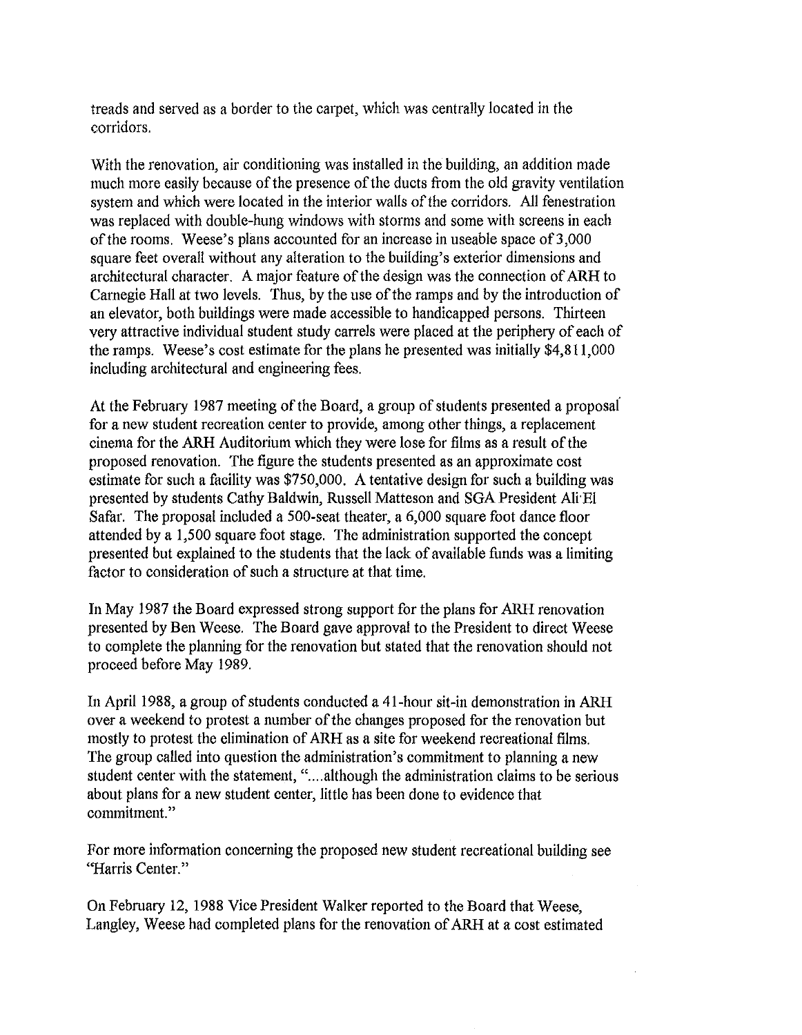treads and served as a border to the carpet, which was centrally located in the corridors.

With the renovation, air conditioning was installed in the building, an addition made much more easily because of the presence of the ducts from the old gravity ventilation system and which were located in the interior walls of the corridors. All fenestration was replaced with double-hung windows with storms and some with screens in each of the rooms. Weese's plans accounted for an increase in useable space of 3,000 square feet overall without any alteration to the building's exterior dimensions and architectural character. A major feature of the design was the connection of ARH to Carnegie Hall at two levels. Thus, by the use of the ramps and by the introduction of an elevator, both buildings were made accessible to handicapped persons. Thirteen very attractive individual student study carrels were placed at the periphery of each of the ramps. Weese's cost estimate for the plans he presented was initially $4,811,000 including architectural and engineering fees.

At the February 1987 meeting of the Board, a group of students presented a proposal for a new student recreation center to provide, among other things, a replacement cinema for the ARH Auditorium which they were lose for films as a result of the proposed renovation. The figure the students presented as an approximate cost estimate for such a facility was $750,000. A tentative design for such a building was presented by students Cathy Baldwin, Russell Matteson and SGA President Ali El Safar. The proposal included a 500-seat theater, a 6,000 square foot dance floor attended by a 1,500 square foot stage. The administration supported the concept presented but explained to the students that the lack of available funds was a limiting factor to consideration of such a structure at that time.

In May 1987 the Board expressed strong support for the plans for ARH renovation presented by Ben Weese. The Board gave approval to the President to direct Weese to complete the planning for the renovation but stated that the renovation should not proceed before May 1989.

In April 1988, a group of students conducted a 41-hour sit-in demonstration in ARH over a weekend to protest a number of the changes proposed for the renovation but mostly to protest the elimination of ARH as a site for weekend recreational films. The group called into question the administration's commitment to planning a new student center with the statement, "....although the administration claims to be serious about plans for a new student center, little has been done to evidence that commitment."

For more information concerning the proposed new student recreational building see "Harris Center."

On February 12, 1988 Vice President Walker reported to the Board that Weese, Langley, Weese had completed plans for the renovation of ARH at a cost estimated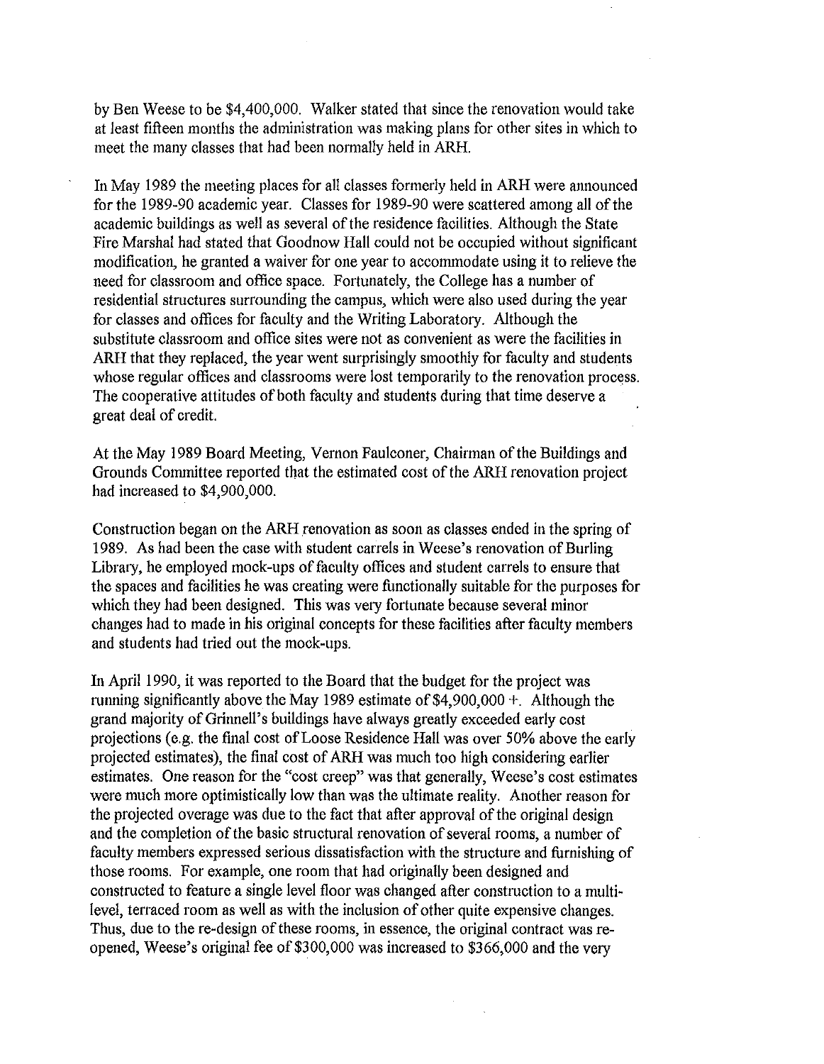by Ben Weese to be $4,400,000. Walker stated that since the renovation would take at least fifteen months the administration was making plans for other sites in which to meet the many classes that had been normally held in ARH.

In May 1989 the meeting places for all classes formerly held in ARH were announced for the 1989-90 academic year. Classes for 1989-90 were scattered among all of the academic buildings as well as several of the residence facilities. Although the State Fire Marshal had stated that Goodnow Hall could not be occupied without significant modification, he granted a waiver for one year to accommodate using it to relieve the need for classroom and office space. Fortunately, the College has a number of residential structures surrounding the campus, which were also used during the year for classes and offices for faculty and the Writing Laboratory. Although the substitute classroom and office sites were not as convenient as were the facilities in ARH that they replaced, the year went surprisingly smoothly for faculty and students whose regular offices and classrooms were lost temporarily to the renovation process. The cooperative attitudes of both faculty and students during that time deserve a great deal of credit.

At the May 1989 Board Meeting, Vernon Faulconer, Chairman of the Buildings and Grounds Committee reported that the estimated cost of the ARH renovation project had increased to $4,900,000.

Construction began on the ARH renovation as soon as classes ended in the spring of 1989. As had been the case with student carrels in Weese's renovation of Burling Library, he employed mock-ups of faculty offices and student carrels to ensure that the spaces and facilities he was creating were functionally suitable for the purposes for which they had been designed. This was very fortunate because several minor changes had to made in his original concepts for these facilities after faculty members and students had tried out the mock-ups.

In April 1990, it was reported to the Board that the budget for the project was running significantly above the May 1989 estimate of $4,900,000 +. Although the grand majority of Grinnell's buildings have always greatly exceeded early cost projections (e.g. the final cost of Loose Residence Hall was over 50% above the early projected estimates), the final cost of ARH was much too high considering earlier estimates. One reason for the "cost creep" was that generally, Weese's cost estimates were much more optimistically low than was the ultimate reality. Another reason for the projected overage was due to the fact that after approval of the original design and the completion of the basic structural renovation of several rooms, a number of faculty members expressed serious dissatisfaction with the structure and furnishing of those rooms. For example, one room that had originally been designed and constructed to feature a single level floor was changed after construction to a multi-level, terraced room as well as with the inclusion of other quite expensive changes. Thus, due to the re-design of these rooms, in essence, the original contract was re-opened, Weese's original fee of $300,000 was increased to $366,000 and the very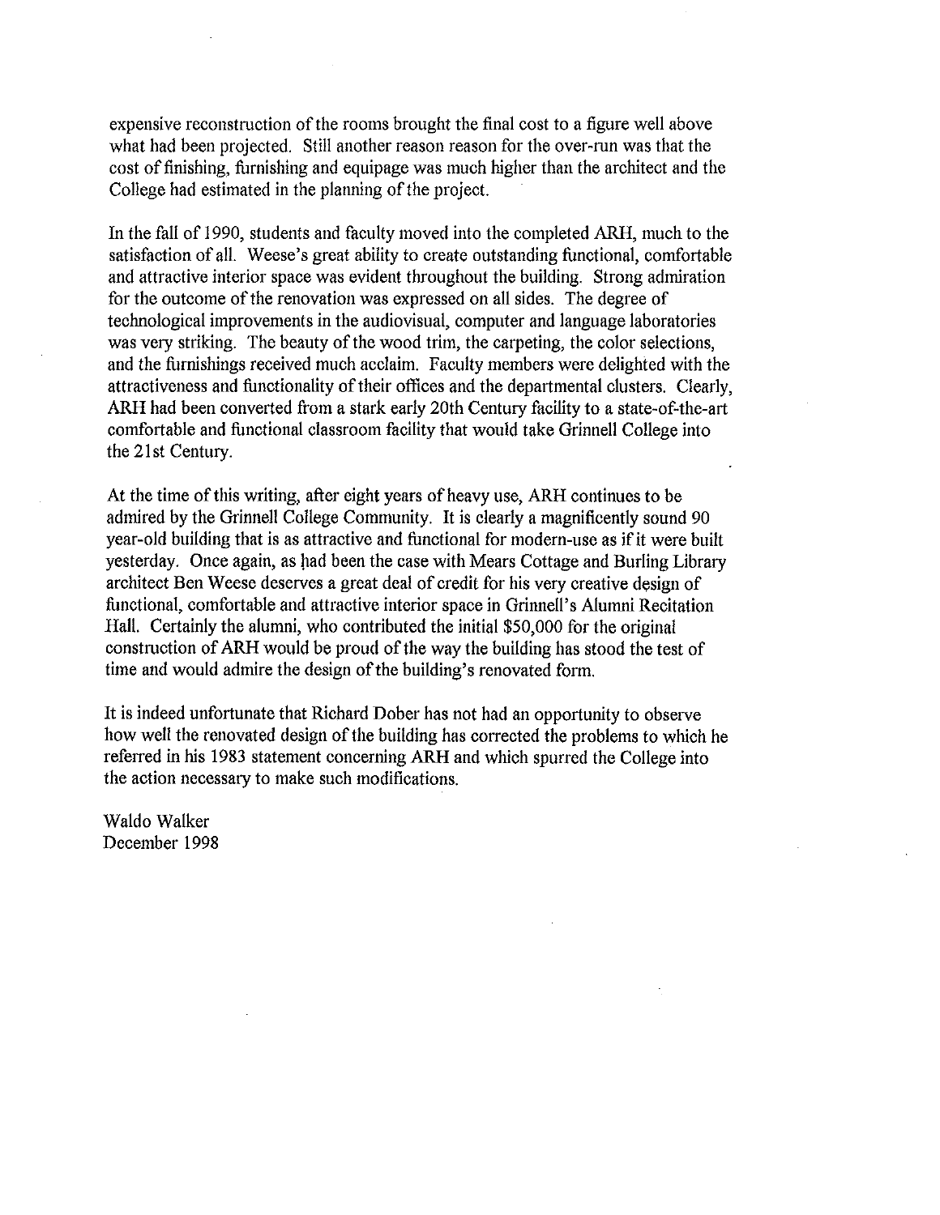expensive reconstruction of the rooms brought the final cost to a figure well above what had been projected. Still another reason reason for the over-run was that the cost of finishing, furnishing and equipage was much higher than the architect and the College had estimated in the planning of the project.

In the fall of 1990, students and faculty moved into the completed ARH, much to the satisfaction of all. Weese's great ability to create outstanding functional, comfortable and attractive interior space was evident throughout the building. Strong admiration for the outcome of the renovation was expressed on all sides. The degree of technological improvements in the audiovisual, computer and language laboratories was very striking. The beauty of the wood trim, the carpeting, the color selections, and the furnishings received much acclaim. Faculty members were delighted with the attractiveness and functionality of their offices and the departmental clusters. Clearly, ARH had been converted from a stark early 20th Century facility to a state-of-the-art comfortable and functional classroom facility that would take Grinnell College into the 21st Century.

At the time of this writing, after eight years of heavy use, ARH continues to be admired by the Grinnell College Community. It is clearly a magnificently sound 90 year-old building that is as attractive and functional for modern-use as if it were built yesterday. Once again, as had been the case with Mears Cottage and Burling Library architect Ben Weese deserves a great deal of credit for his very creative design of functional, comfortable and attractive interior space in Grinnell's Alumni Recitation Hall. Certainly the alumni, who contributed the initial $50,000 for the original construction of ARH would be proud of the way the building has stood the test of time and would admire the design of the building's renovated form.

It is indeed unfortunate that Richard Dober has not had an opportunity to observe how well the renovated design of the building has corrected the problems to which he referred in his 1983 statement concerning ARH and which spurred the College into the action necessary to make such modifications.

Waldo Walker
December 1998